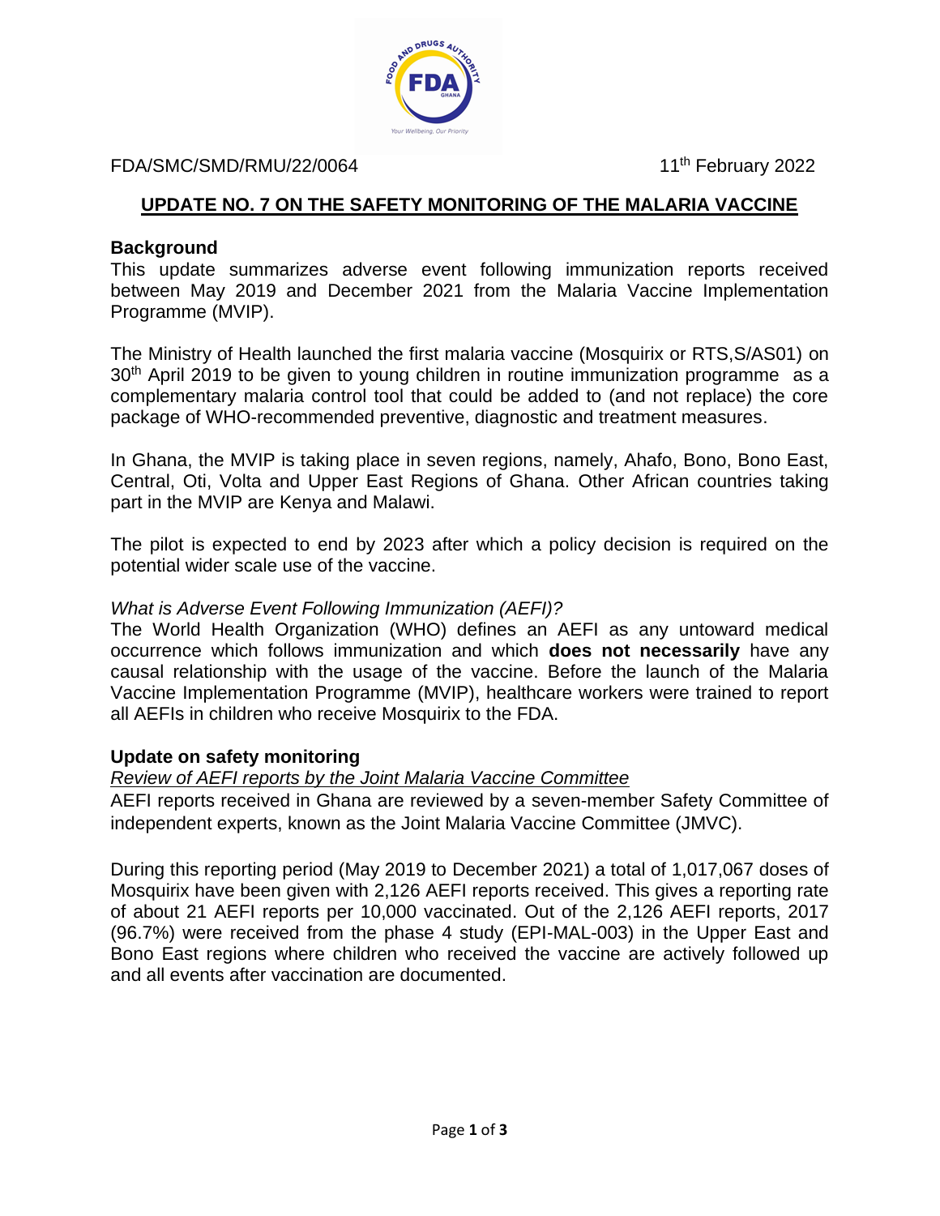FDA/SMC/SMD/RMU/22/0064 11th February 2022

## UPDATE NO. 7 ON THE SAFETY MONITORING OF THE MALARIA VACCINE

### Background

This update summarizes adverse event following immunization reports received between May 2019 and December 2021 from the Malaria Vaccine Implementation Programme (MVIP).

The Ministry of Health launched the first malaria vaccine (Mosquirix or RTS,S/AS01) on 30th April 2019 to be given to young children in routine immunization programme as a complementary malaria control tool that could be added to (and not replace) the core package of WHO-recommended preventive, diagnostic and treatment measures.

In Ghana, the MVIP is taking place in seven regions, namely, Ahafo, Bono, Bono East, Central, Oti, Volta and Upper East Regions of Ghana. Other African countries taking part in the MVIP are Kenya and Malawi.

The pilot is expected to end by 2023 after which a policy decision is required on the potential wider scale use of the vaccine.

*What is Adverse Event Following Immunization (AEFI)?*

The World Health Organization (WHO) defines an AEFI as any untoward medical occurrence which follows immunization and which **does not necessarily** have any causal relationship with the usage of the vaccine. Before the launch of the Malaria Vaccine Implementation Programme (MVIP), healthcare workers were trained to report all AEFIs in children who receive Mosquirix to the FDA.

### Update on safety monitoring

*Review of AEFI reports by the Joint Malaria Vaccine Committee*

AEFI reports received in Ghana are reviewed by a seven-member Safety Committee of independent experts, known as the Joint Malaria Vaccine Committee (JMVC).

During this reporting period (May 2019 to December 2021) a total of 1,017,067 doses of Mosquirix have been given with 2,126 AEFI reports received. This gives a reporting rate of about 21 AEFI reports per 10,000 vaccinated. Out of the 2,126 AEFI reports, 2017 (96.7%) were received from the phase 4 study (EPI-MAL-003) in the Upper East and Bono East regions where children who received the vaccine are actively followed up and all events after vaccination are documented.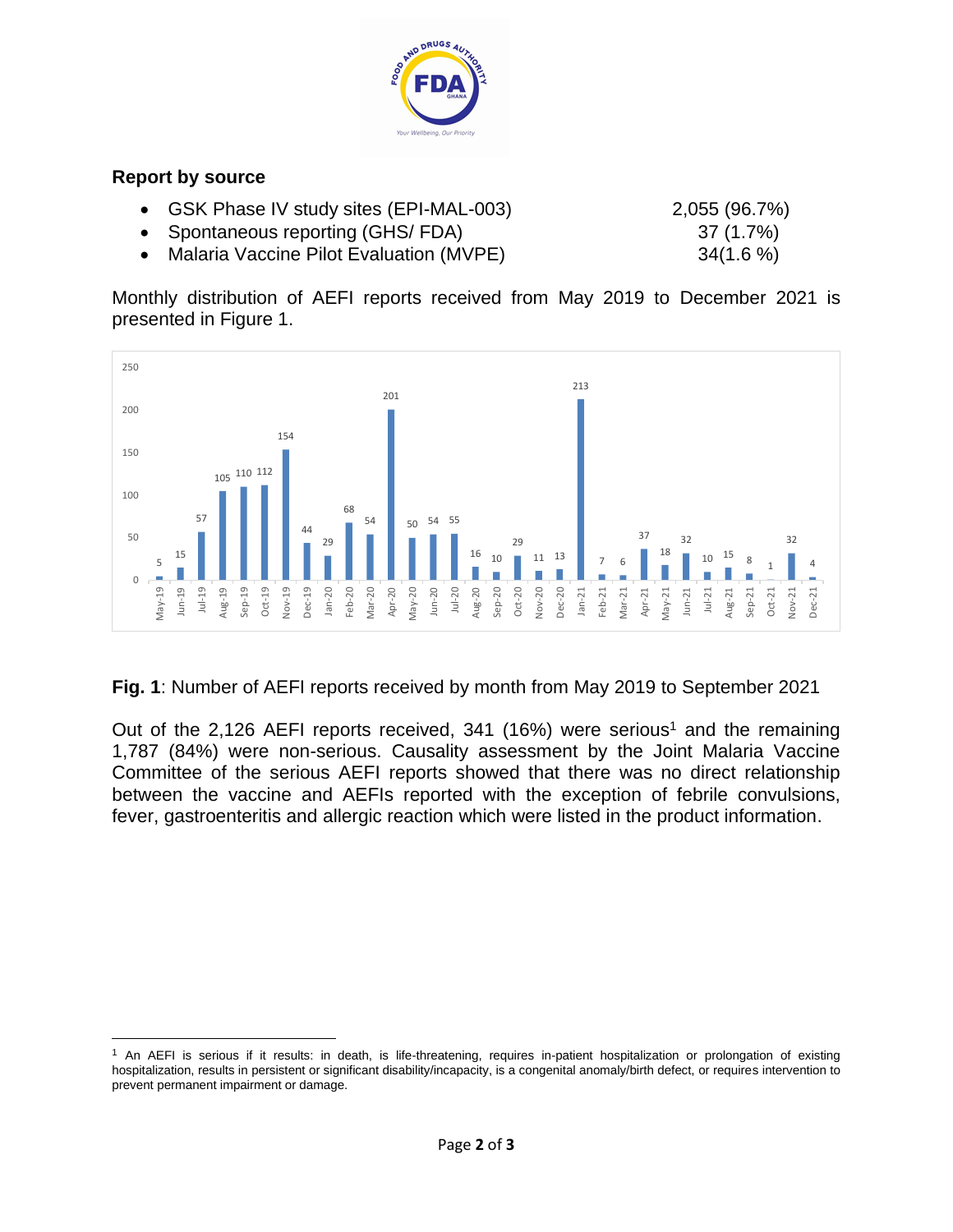## Report by source

- GSK Phase IV study sites (EPI-MAL-003) 2,055 (96.7%)
- Spontaneous reporting (GHS/ FDA) 37 (1.7%)
- Malaria Vaccine Pilot Evaluation (MVPE) 34(1.6 %)

Monthly distribution of AEFI reports received from May 2019 to December 2021 is presented in Figure 1.

| Month | Reports |
|---|---|
| May-19 | 5 |
| Jun-19 | 15 |
| Jul-19 | 57 |
| Aug-19 | 105 |
| Sep-19 | 110 |
| Oct-19 | 112 |
| Nov-19 | 154 |
| Dec-19 | 44 |
| Jan-20 | 29 |
| Feb-20 | 68 |
| Mar-20 | 54 |
| Apr-20 | 201 |
| May-20 | 50 |
| Jun-20 | 54 |
| Jul-20 | 55 |
| Aug-20 | 16 |
| Sep-20 | 10 |
| Oct-20 | 29 |
| Nov-20 | 11 |
| Dec-20 | 13 |
| Jan-21 | 213 |
| Feb-21 | 7 |
| Mar-21 | 6 |
| Apr-21 | 37 |
| May-21 | 18 |
| Jun-21 | 32 |
| Jul-21 | 10 |
| Aug-21 | 15 |
| Sep-21 | 8 |
| Oct-21 | 1 |
| Nov-21 | 32 |
| Dec-21 | 4 |

**Fig. 1**: Number of AEFI reports received by month from May 2019 to September 2021

Out of the 2,126 AEFI reports received, 341 (16%) were serious[1] and the remaining 1,787 (84%) were non-serious. Causality assessment by the Joint Malaria Vaccine Committee of the serious AEFI reports showed that there was no direct relationship between the vaccine and AEFIs reported with the exception of febrile convulsions, fever, gastroenteritis and allergic reaction which were listed in the product information.

---

[1] An AEFI is serious if it results: in death, is life-threatening, requires in-patient hospitalization or prolongation of existing hospitalization, results in persistent or significant disability/incapacity, is a congenital anomaly/birth defect, or requires intervention to prevent permanent impairment or damage.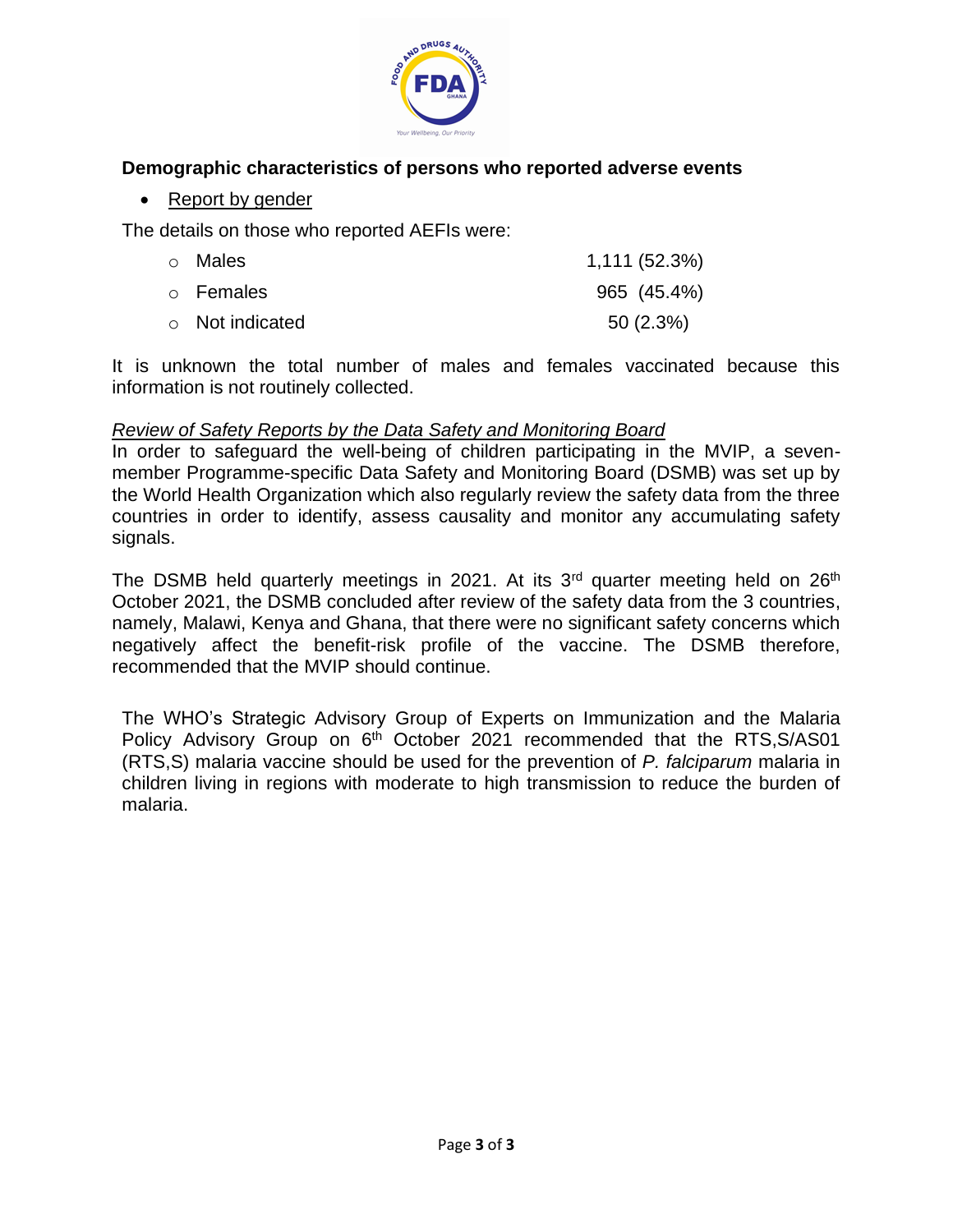**Demographic characteristics of persons who reported adverse events**

- Report by gender

The details on those who reported AEFIs were:

- Males 1,111 (52.3%)
- Females 965 (45.4%)
- Not indicated 50 (2.3%)

It is unknown the total number of males and females vaccinated because this information is not routinely collected.

*Review of Safety Reports by the Data Safety and Monitoring Board*

In order to safeguard the well-being of children participating in the MVIP, a seven-member Programme-specific Data Safety and Monitoring Board (DSMB) was set up by the World Health Organization which also regularly review the safety data from the three countries in order to identify, assess causality and monitor any accumulating safety signals.

The DSMB held quarterly meetings in 2021. At its 3rd quarter meeting held on 26th October 2021, the DSMB concluded after review of the safety data from the 3 countries, namely, Malawi, Kenya and Ghana, that there were no significant safety concerns which negatively affect the benefit-risk profile of the vaccine. The DSMB therefore, recommended that the MVIP should continue.

The WHO's Strategic Advisory Group of Experts on Immunization and the Malaria Policy Advisory Group on 6th October 2021 recommended that the RTS,S/AS01 (RTS,S) malaria vaccine should be used for the prevention of *P. falciparum* malaria in children living in regions with moderate to high transmission to reduce the burden of malaria.